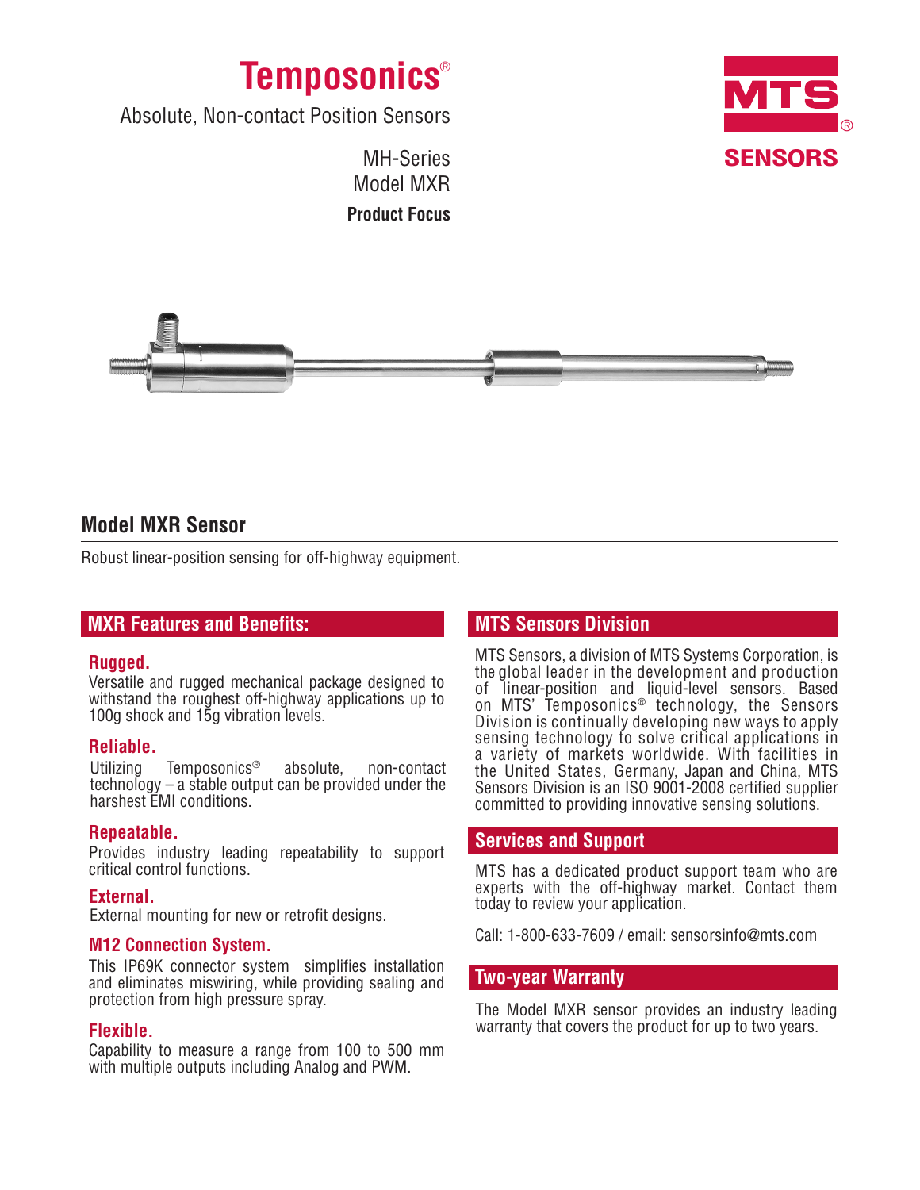# Temposonics®

Absolute, Non-contact Position Sensors

MH-Series
Model MXR

**Product Focus**

MTS SENSORS

## Model MXR Sensor

Robust linear-position sensing for off-highway equipment.

### MXR Features and Benefits:

**Rugged.**
Versatile and rugged mechanical package designed to withstand the roughest off-highway applications up to 100g shock and 15g vibration levels.

**Reliable.**
Utilizing Temposonics® absolute, non-contact technology – a stable output can be provided under the harshest EMI conditions.

**Repeatable.**
Provides industry leading repeatability to support critical control functions.

**External.**
External mounting for new or retrofit designs.

**M12 Connection System.**
This IP69K connector system simplifies installation and eliminates miswiring, while providing sealing and protection from high pressure spray.

**Flexible.**
Capability to measure a range from 100 to 500 mm with multiple outputs including Analog and PWM.

### MTS Sensors Division

MTS Sensors, a division of MTS Systems Corporation, is the global leader in the development and production of linear-position and liquid-level sensors. Based on MTS' Temposonics® technology, the Sensors Division is continually developing new ways to apply sensing technology to solve critical applications in a variety of markets worldwide. With facilities in the United States, Germany, Japan and China, MTS Sensors Division is an ISO 9001-2008 certified supplier committed to providing innovative sensing solutions.

### Services and Support

MTS has a dedicated product support team who are experts with the off-highway market. Contact them today to review your application.

Call: 1-800-633-7609 / email: sensorsinfo@mts.com

### Two-year Warranty

The Model MXR sensor provides an industry leading warranty that covers the product for up to two years.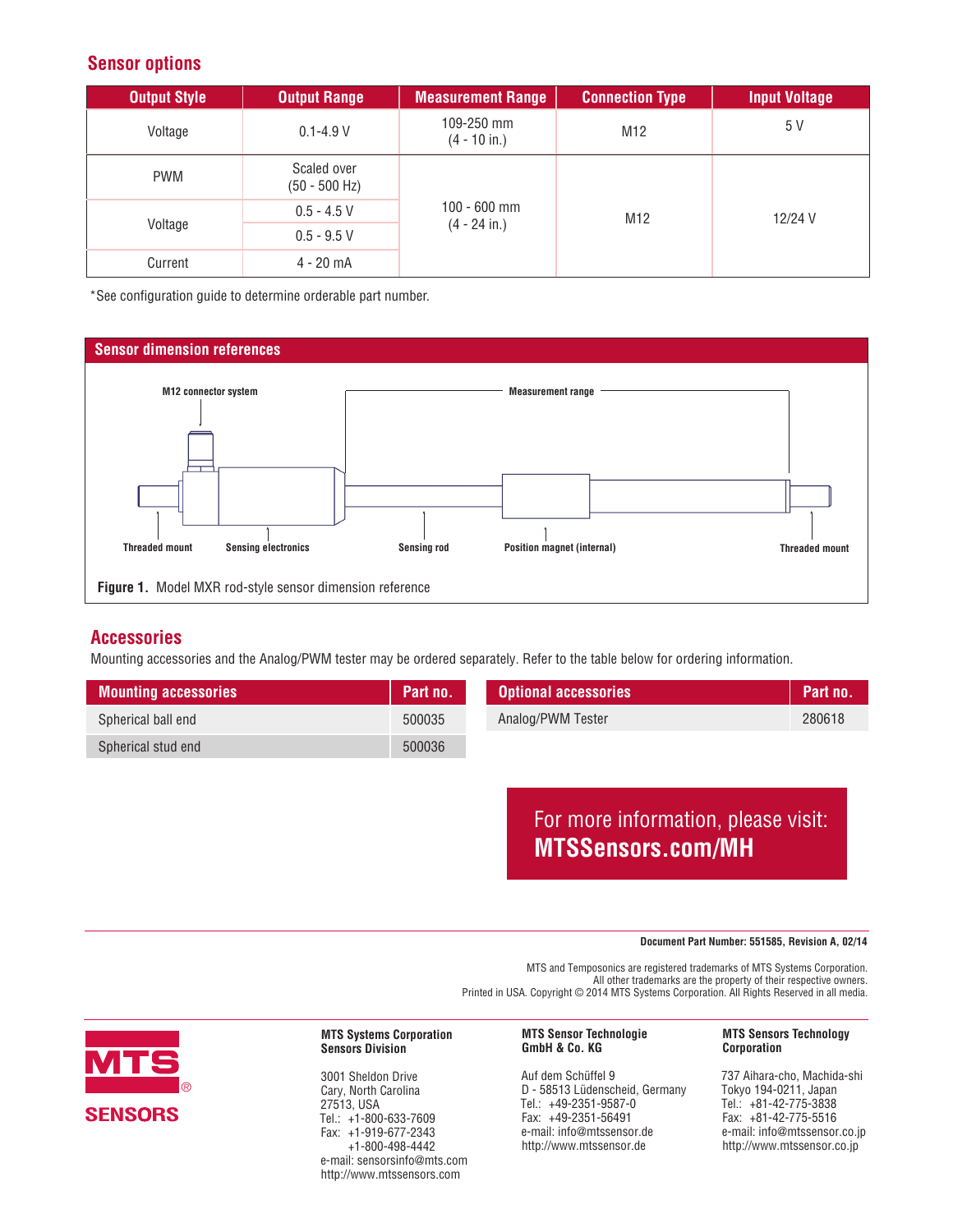## Sensor options

| Output Style | Output Range | Measurement Range | Connection Type | Input Voltage |
|---|---|---|---|---|
| Voltage | 0.1-4.9 V | 109-250 mm (4 - 10 in.) | M12 | 5 V |
| PWM | Scaled over (50 - 500 Hz) | 100 - 600 mm (4 - 24 in.) | M12 | 12/24 V |
| Voltage | 0.5 - 4.5 V | | | |
| | 0.5 - 9.5 V | | | |
| Current | 4 - 20 mA | | | |

*See configuration guide to determine orderable part number.

## Sensor dimension references

M12 connector system

Measurement range

Threaded mount

Sensing electronics

Sensing rod

Position magnet (internal)

Threaded mount

**Figure 1.** Model MXR rod-style sensor dimension reference

## Accessories

Mounting accessories and the Analog/PWM tester may be ordered separately. Refer to the table below for ordering information.

| Mounting accessories | Part no. |
|---|---|
| Spherical ball end | 500035 |
| Spherical stud end | 500036 |

| Optional accessories | Part no. |
|---|---|
| Analog/PWM Tester | 280618 |

For more information, please visit:
**MTSSensors.com/MH**

**Document Part Number: 551585, Revision A, 02/14**

MTS and Temposonics are registered trademarks of MTS Systems Corporation.
All other trademarks are the property of their respective owners.
Printed in USA. Copyright © 2014 MTS Systems Corporation. All Rights Reserved in all media.

MTS® SENSORS

**MTS Systems Corporation**
**Sensors Division**

3001 Sheldon Drive
Cary, North Carolina
27513, USA
Tel.: +1-800-633-7609
Fax: +1-919-677-2343
+1-800-498-4442
e-mail: sensorsinfo@mts.com
http://www.mtssensors.com

**MTS Sensor Technologie**
**GmbH & Co. KG**

Auf dem Schüffel 9
D - 58513 Lüdenscheid, Germany
Tel.: +49-2351-9587-0
Fax: +49-2351-56491
e-mail: info@mtssensor.de
http://www.mtssensor.de

**MTS Sensors Technology**
**Corporation**

737 Aihara-cho, Machida-shi
Tokyo 194-0211, Japan
Tel.: +81-42-775-3838
Fax: +81-42-775-5516
e-mail: info@mtssensor.co.jp
http://www.mtssensor.co.jp